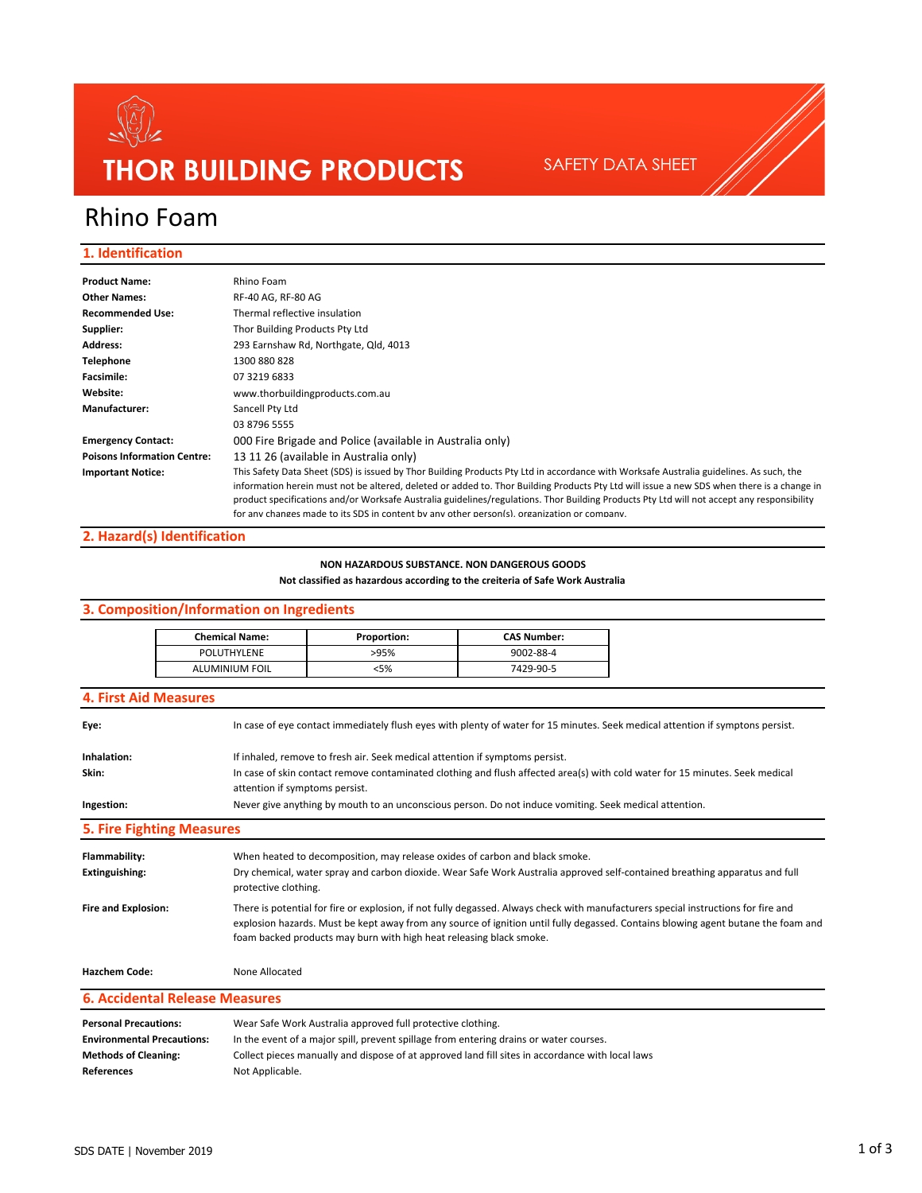THOR BUILDING PRODUCTS

SAFETY DATA SHEET

# Rhino Foam

## 1. Identification

| | |
|---|---|
| **Product Name:** | Rhino Foam |
| **Other Names:** | RF-40 AG, RF-80 AG |
| **Recommended Use:** | Thermal reflective insulation |
| **Supplier:** | Thor Building Products Pty Ltd |
| **Address:** | 293 Earnshaw Rd, Northgate, Qld, 4013 |
| **Telephone** | 1300 880 828 |
| **Facsimile:** | 07 3219 6833 |
| **Website:** | www.thorbuildingproducts.com.au |
| **Manufacturer:** | Sancell Pty Ltd |
| | 03 8796 5555 |
| **Emergency Contact:** | 000 Fire Brigade and Police (available in Australia only) |
| **Poisons Information Centre:** | 13 11 26 (available in Australia only) |
| **Important Notice:** | This Safety Data Sheet (SDS) is issued by Thor Building Products Pty Ltd in accordance with Worksafe Australia guidelines. As such, the information herein must not be altered, deleted or added to. Thor Building Products Pty Ltd will issue a new SDS when there is a change in product specifications and/or Worksafe Australia guidelines/regulations. Thor Building Products Pty Ltd will not accept any responsibility for any changes made to its SDS in content by any other person(s), organization or company. |

## 2. Hazard(s) Identification

**NON HAZARDOUS SUBSTANCE. NON DANGEROUS GOODS**

**Not classified as hazardous according to the creiteria of Safe Work Australia**

## 3. Composition/Information on Ingredients

| Chemical Name: | Proportion: | CAS Number: |
|---|---|---|
| POLUTHYLENE | >95% | 9002-88-4 |
| ALUMINIUM FOIL | <5% | 7429-90-5 |

## 4. First Aid Measures

| | |
|---|---|
| **Eye:** | In case of eye contact immediately flush eyes with plenty of water for 15 minutes. Seek medical attention if symptons persist. |
| **Inhalation:** | If inhaled, remove to fresh air. Seek medical attention if symptoms persist. |
| **Skin:** | In case of skin contact remove contaminated clothing and flush affected area(s) with cold water for 15 minutes. Seek medical attention if symptoms persist. |
| **Ingestion:** | Never give anything by mouth to an unconscious person. Do not induce vomiting. Seek medical attention. |

## 5. Fire Fighting Measures

| | |
|---|---|
| **Flammability:** | When heated to decomposition, may release oxides of carbon and black smoke. |
| **Extinguishing:** | Dry chemical, water spray and carbon dioxide. Wear Safe Work Australia approved self-contained breathing apparatus and full protective clothing. |
| **Fire and Explosion:** | There is potential for fire or explosion, if not fully degassed. Always check with manufacturers special instructions for fire and explosion hazards. Must be kept away from any source of ignition until fully degassed. Contains blowing agent butane the foam and foam backed products may burn with high heat releasing black smoke. |
| **Hazchem Code:** | None Allocated |

## 6. Accidental Release Measures

| | |
|---|---|
| **Personal Precautions:** | Wear Safe Work Australia approved full protective clothing. |
| **Environmental Precautions:** | In the event of a major spill, prevent spillage from entering drains or water courses. |
| **Methods of Cleaning:** | Collect pieces manually and dispose of at approved land fill sites in accordance with local laws |
| **References** | Not Applicable. |

SDS DATE | November 2019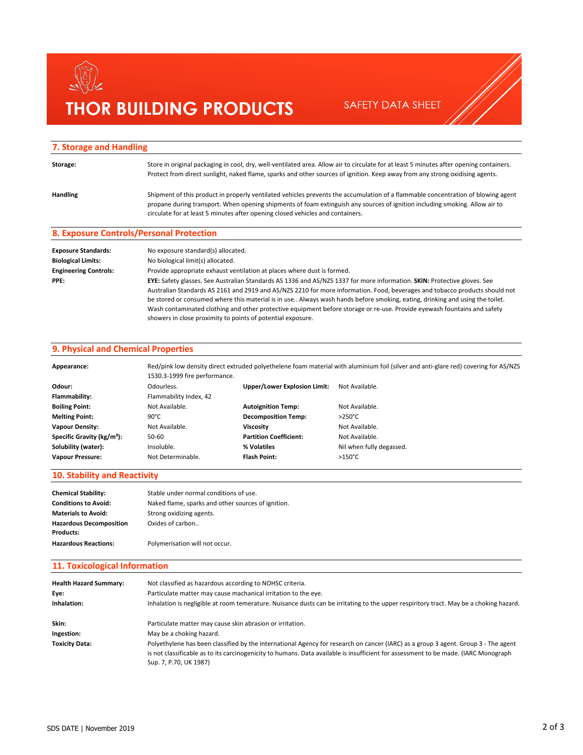## 7. Storage and Handling

**Storage:** Store in original packaging in cool, dry, well-ventilated area. Allow air to circulate for at least 5 minutes after opening containers. Protect from direct sunlight, naked flame, sparks and other sources of ignition. Keep away from any strong oxidising agents.

**Handling** Shipment of this product in properly ventilated vehicles prevents the accumulation of a flammable concentration of blowing agent propane during transport. When opening shipments of foam extinguish any sources of ignition including smoking. Allow air to circulate for at least 5 minutes after opening closed vehicles and containers.

## 8. Exposure Controls/Personal Protection

**Exposure Standards:** No exposure standard(s) allocated.

**Biological Limits:** No biological limit(s) allocated.

**Engineering Controls:** Provide appropriate exhaust ventilation at places where dust is formed.

**PPE:** **EYE:** Safety glasses. See Australian Standards AS 1336 and AS/NZS 1337 for more information. **SKIN:** Protective gloves. See Australian Standards AS 2161 and 2919 and AS/NZS 2210 for more information. Food, beverages and tobacco products should not be stored or consumed where this material is in use.. Always wash hands before smoking, eating, drinking and using the toilet. Wash contaminated clothing and other protective equipment before storage or re-use. Provide eyewash fountains and safety showers in close proximity to points of potential exposure.

## 9. Physical and Chemical Properties

**Appearance:** Red/pink low density direct extruded polyethelene foam material with aluminium foil (silver and anti-glare red) covering for AS/NZS 1530.3-1999 fire performance.

| | | | |
|---|---|---|---|
| **Odour:** | Odourless. | **Upper/Lower Explosion Limit:** | Not Available. |
| **Flammability:** | Flammability Index, 42 | | |
| **Boiling Point:** | Not Available. | **Autoignition Temp:** | Not Available. |
| **Melting Point:** | 90°C | **Decomposition Temp:** | >250°C |
| **Vapour Density:** | Not Available. | **Viscosity** | Not Available. |
| **Specific Gravity (kg/m³):** | 50-60 | **Partition Coefficient:** | Not Available. |
| **Solubility (water):** | Insoluble. | **% Volatiles** | Nil when fully degassed. |
| **Vapour Pressure:** | Not Determinable. | **Flash Point:** | >150°C |

## 10. Stability and Reactivity

**Chemical Stability:** Stable under normal conditions of use.

**Conditions to Avoid:** Naked flame, sparks and other sources of ignition.

**Materials to Avoid:** Strong oxidizing agents.

**Hazardous Decomposition Products:** Oxides of carbon..

**Hazardous Reactions:** Polymerisation will not occur.

## 11. Toxicological Information

**Health Hazard Summary:** Not classified as hazardous according to NOHSC criteria.

**Eye:** Particulate matter may cause machanical irritation to the eye.

**Inhalation:** Inhalation is negligible at room temerature. Nuisance dusts can be irritating to the upper respiritory tract. May be a choking hazard.

**Skin:** Particulate matter may cause skin abrasion or irritation.

**Ingestion:** May be a choking hazard.

**Toxicity Data:** Polyethylene has been classified by the international Agency for research on cancer (IARC) as a group 3 agent. Group 3 - The agent is not classifiable as to its carcinogenicity to humans. Data available is insufficient for assessment to be made. (IARC Monograph Sup. 7, P.70, UK 1987)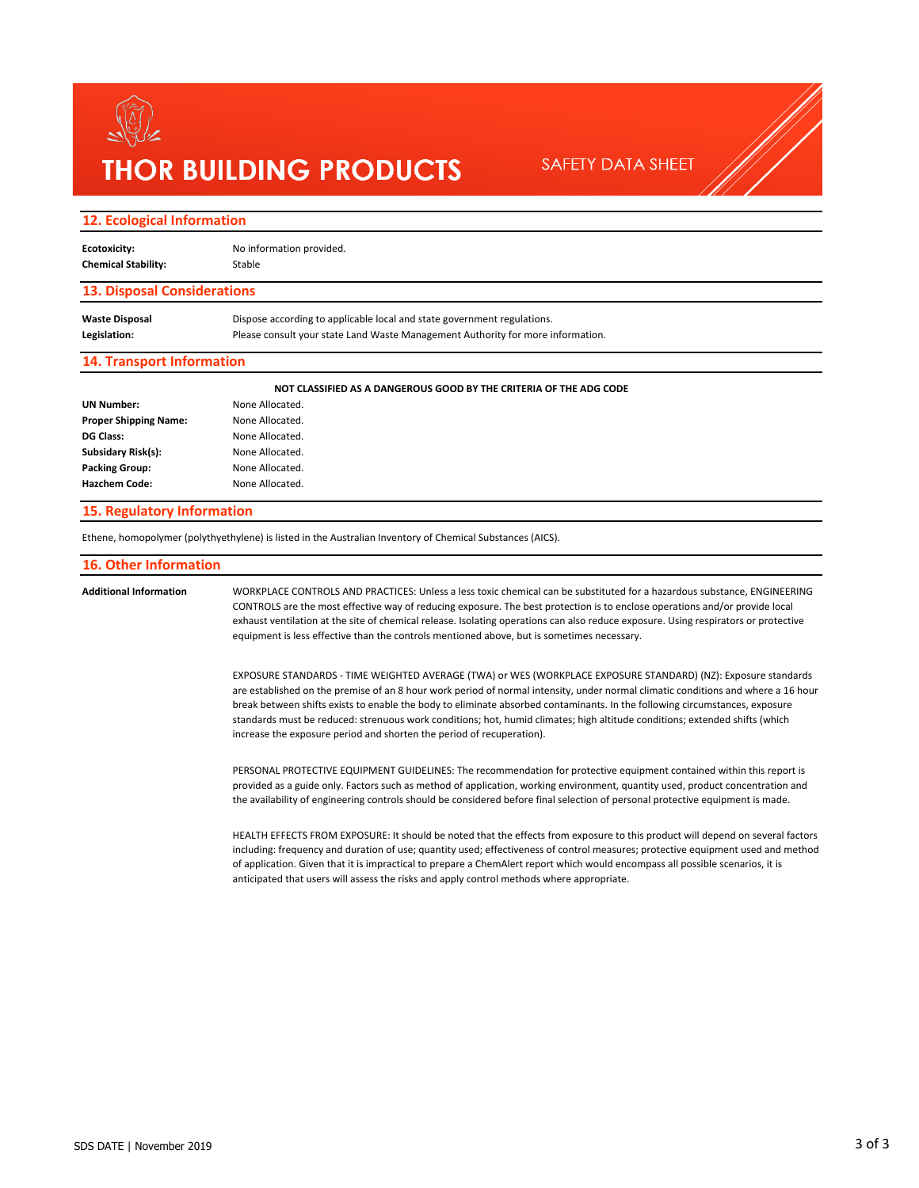## 12. Ecological Information

| | |
|---|---|
| **Ecotoxicity:** | No information provided. |
| **Chemical Stability:** | Stable |

## 13. Disposal Considerations

| | |
|---|---|
| **Waste Disposal Legislation:** | Dispose according to applicable local and state government regulations. Please consult your state Land Waste Management Authority for more information. |

## 14. Transport Information

**NOT CLASSIFIED AS A DANGEROUS GOOD BY THE CRITERIA OF THE ADG CODE**

| | |
|---|---|
| **UN Number:** | None Allocated. |
| **Proper Shipping Name:** | None Allocated. |
| **DG Class:** | None Allocated. |
| **Subsidary Risk(s):** | None Allocated. |
| **Packing Group:** | None Allocated. |
| **Hazchem Code:** | None Allocated. |

## 15. Regulatory Information

Ethene, homopolymer (polythyethylene) is listed in the Australian Inventory of Chemical Substances (AICS).

## 16. Other Information

**Additional Information**

WORKPLACE CONTROLS AND PRACTICES: Unless a less toxic chemical can be substituted for a hazardous substance, ENGINEERING CONTROLS are the most effective way of reducing exposure. The best protection is to enclose operations and/or provide local exhaust ventilation at the site of chemical release. Isolating operations can also reduce exposure. Using respirators or protective equipment is less effective than the controls mentioned above, but is sometimes necessary.

EXPOSURE STANDARDS - TIME WEIGHTED AVERAGE (TWA) or WES (WORKPLACE EXPOSURE STANDARD) (NZ): Exposure standards are established on the premise of an 8 hour work period of normal intensity, under normal climatic conditions and where a 16 hour break between shifts exists to enable the body to eliminate absorbed contaminants. In the following circumstances, exposure standards must be reduced: strenuous work conditions; hot, humid climates; high altitude conditions; extended shifts (which increase the exposure period and shorten the period of recuperation).

PERSONAL PROTECTIVE EQUIPMENT GUIDELINES: The recommendation for protective equipment contained within this report is provided as a guide only. Factors such as method of application, working environment, quantity used, product concentration and the availability of engineering controls should be considered before final selection of personal protective equipment is made.

HEALTH EFFECTS FROM EXPOSURE: It should be noted that the effects from exposure to this product will depend on several factors including: frequency and duration of use; quantity used; effectiveness of control measures; protective equipment used and method of application. Given that it is impractical to prepare a ChemAlert report which would encompass all possible scenarios, it is anticipated that users will assess the risks and apply control methods where appropriate.